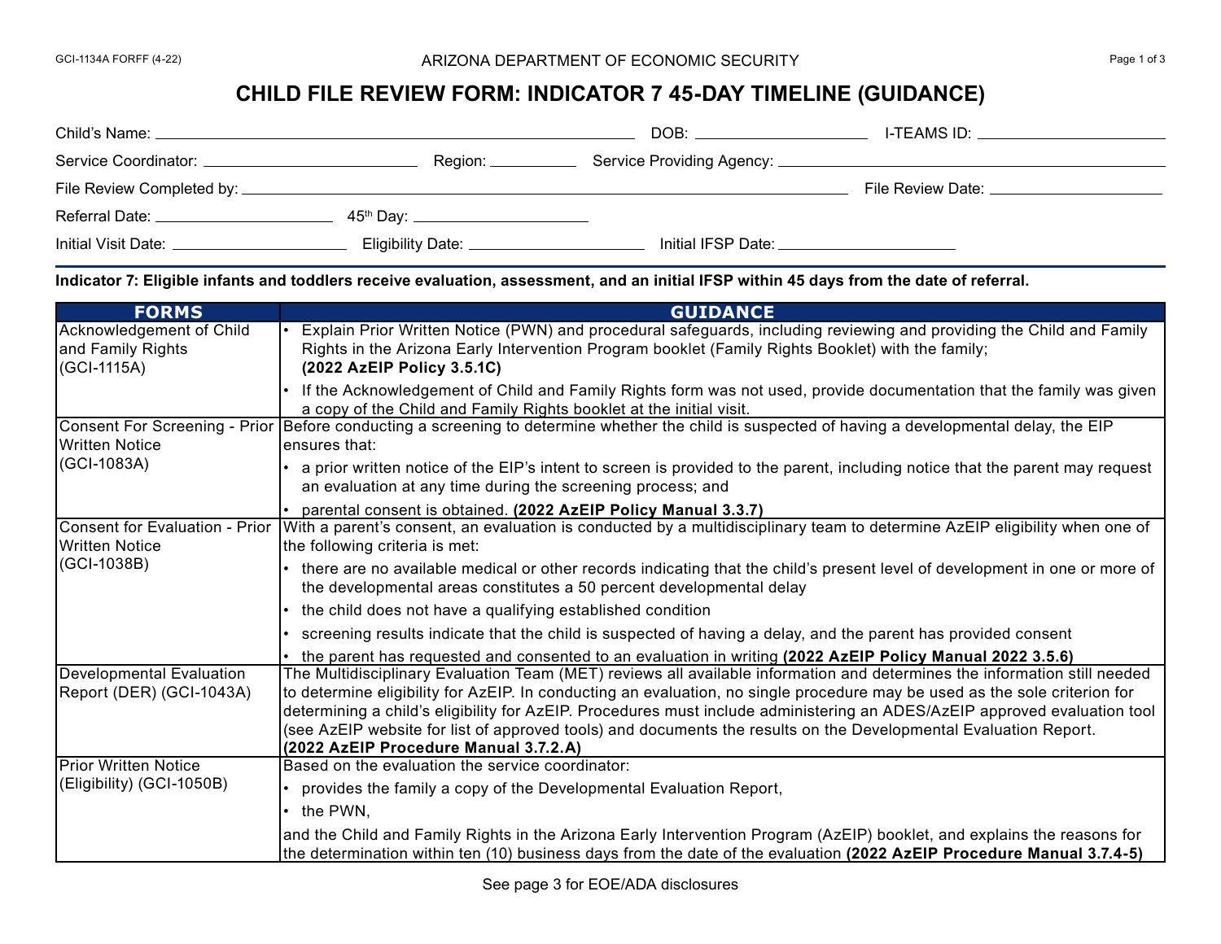GCI-1134A FORFF (4-22)

ARIZONA DEPARTMENT OF ECONOMIC SECURITY

# CHILD FILE REVIEW FORM: INDICATOR 7 45-DAY TIMELINE (GUIDANCE)

Child's Name: ______________________ DOB: ______________ I-TEAMS ID: ______________

Service Coordinator: ______________ Region: ________ Service Providing Agency: ______________________

File Review Completed by: ______________________________ File Review Date: ______________

Referral Date: ______________ 45th Day: ______________

Initial Visit Date: ______________ Eligibility Date: ______________ Initial IFSP Date: ______________

**Indicator 7: Eligible infants and toddlers receive evaluation, assessment, and an initial IFSP within 45 days from the date of referral.**

| FORMS | GUIDANCE |
|---|---|
| Acknowledgement of Child and Family Rights (GCI-1115A) | • Explain Prior Written Notice (PWN) and procedural safeguards, including reviewing and providing the Child and Family Rights in the Arizona Early Intervention Program booklet (Family Rights Booklet) with the family; **(2022 AzEIP Policy 3.5.1C)**<br>• If the Acknowledgement of Child and Family Rights form was not used, provide documentation that the family was given a copy of the Child and Family Rights booklet at the initial visit. |
| Consent For Screening - Prior Written Notice (GCI-1083A) | Before conducting a screening to determine whether the child is suspected of having a developmental delay, the EIP ensures that:<br>• a prior written notice of the EIP's intent to screen is provided to the parent, including notice that the parent may request an evaluation at any time during the screening process; and<br>• parental consent is obtained. **(2022 AzEIP Policy Manual 3.3.7)** |
| Consent for Evaluation - Prior Written Notice (GCI-1038B) | With a parent's consent, an evaluation is conducted by a multidisciplinary team to determine AzEIP eligibility when one of the following criteria is met:<br>• there are no available medical or other records indicating that the child's present level of development in one or more of the developmental areas constitutes a 50 percent developmental delay<br>• the child does not have a qualifying established condition<br>• screening results indicate that the child is suspected of having a delay, and the parent has provided consent<br>• the parent has requested and consented to an evaluation in writing **(2022 AzEIP Policy Manual 2022 3.5.6)** |
| Developmental Evaluation Report (DER) (GCI-1043A) | The Multidisciplinary Evaluation Team (MET) reviews all available information and determines the information still needed to determine eligibility for AzEIP. In conducting an evaluation, no single procedure may be used as the sole criterion for determining a child's eligibility for AzEIP. Procedures must include administering an ADES/AzEIP approved evaluation tool (see AzEIP website for list of approved tools) and documents the results on the Developmental Evaluation Report. **(2022 AzEIP Procedure Manual 3.7.2.A)** |
| Prior Written Notice (Eligibility) (GCI-1050B) | Based on the evaluation the service coordinator:<br>• provides the family a copy of the Developmental Evaluation Report,<br>• the PWN,<br>and the Child and Family Rights in the Arizona Early Intervention Program (AzEIP) booklet, and explains the reasons for the determination within ten (10) business days from the date of the evaluation **(2022 AzEIP Procedure Manual 3.7.4-5)** |

See page 3 for EOE/ADA disclosures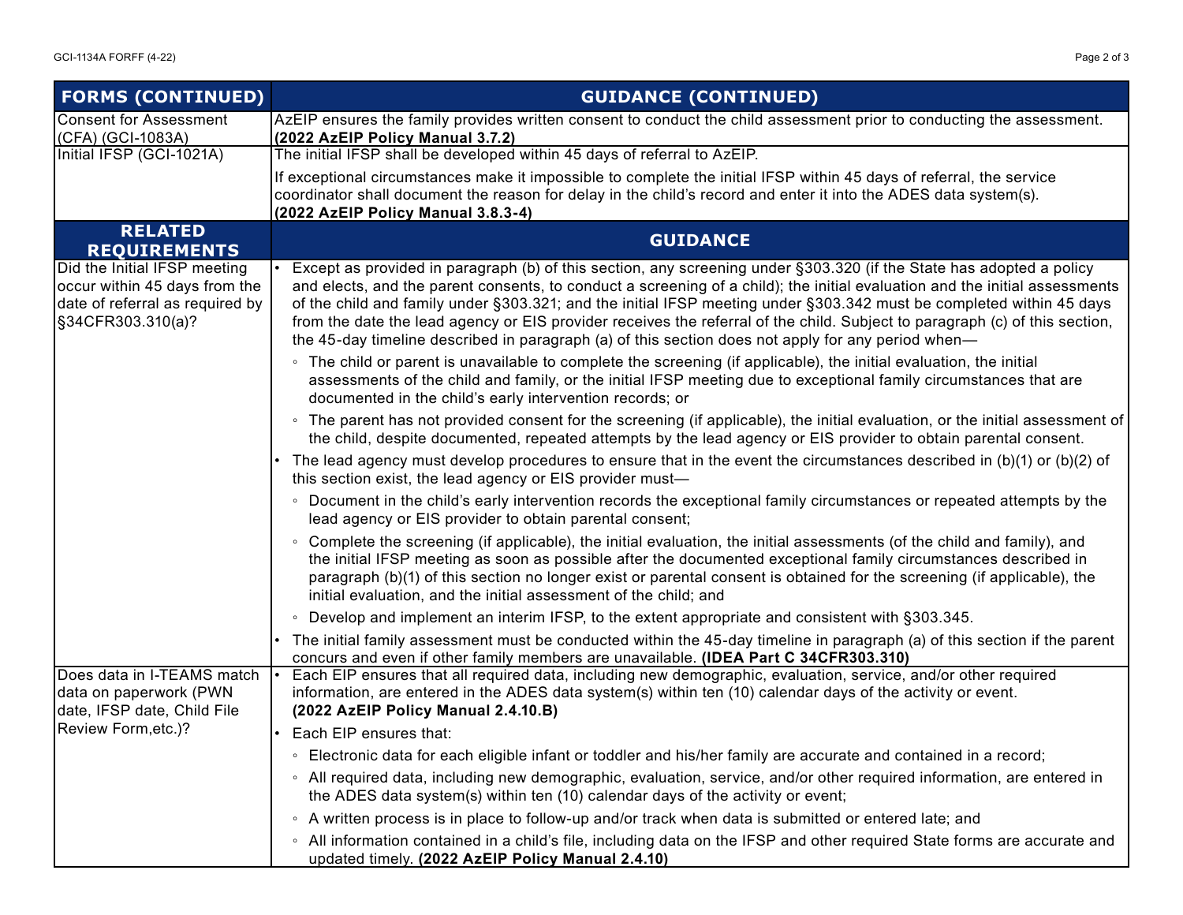| FORMS (CONTINUED) | GUIDANCE (CONTINUED) |
|---|---|
| Consent for Assessment (CFA) (GCI-1083A) | AzEIP ensures the family provides written consent to conduct the child assessment prior to conducting the assessment. **(2022 AzEIP Policy Manual 3.7.2)** |
| Initial IFSP (GCI-1021A) | The initial IFSP shall be developed within 45 days of referral to AzEIP.<br><br>If exceptional circumstances make it impossible to complete the initial IFSP within 45 days of referral, the service coordinator shall document the reason for delay in the child's record and enter it into the ADES data system(s). **(2022 AzEIP Policy Manual 3.8.3-4)** |
| **RELATED REQUIREMENTS** | **GUIDANCE** |
| Did the Initial IFSP meeting occur within 45 days from the date of referral as required by §34CFR303.310(a)? | • Except as provided in paragraph (b) of this section, any screening under §303.320 (if the State has adopted a policy and elects, and the parent consents, to conduct a screening of a child); the initial evaluation and the initial assessments of the child and family under §303.321; and the initial IFSP meeting under §303.342 must be completed within 45 days from the date the lead agency or EIS provider receives the referral of the child. Subject to paragraph (c) of this section, the 45-day timeline described in paragraph (a) of this section does not apply for any period when—<br>◦ The child or parent is unavailable to complete the screening (if applicable), the initial evaluation, the initial assessments of the child and family, or the initial IFSP meeting due to exceptional family circumstances that are documented in the child's early intervention records; or<br>◦ The parent has not provided consent for the screening (if applicable), the initial evaluation, or the initial assessment of the child, despite documented, repeated attempts by the lead agency or EIS provider to obtain parental consent.<br>• The lead agency must develop procedures to ensure that in the event the circumstances described in (b)(1) or (b)(2) of this section exist, the lead agency or EIS provider must—<br>◦ Document in the child's early intervention records the exceptional family circumstances or repeated attempts by the lead agency or EIS provider to obtain parental consent;<br>◦ Complete the screening (if applicable), the initial evaluation, the initial assessments (of the child and family), and the initial IFSP meeting as soon as possible after the documented exceptional family circumstances described in paragraph (b)(1) of this section no longer exist or parental consent is obtained for the screening (if applicable), the initial evaluation, and the initial assessment of the child; and<br>◦ Develop and implement an interim IFSP, to the extent appropriate and consistent with §303.345.<br>• The initial family assessment must be conducted within the 45-day timeline in paragraph (a) of this section if the parent concurs and even if other family members are unavailable. **(IDEA Part C 34CFR303.310)** |
| Does data in I-TEAMS match data on paperwork (PWN date, IFSP date, Child File Review Form,etc.)? | • Each EIP ensures that all required data, including new demographic, evaluation, service, and/or other required information, are entered in the ADES data system(s) within ten (10) calendar days of the activity or event. **(2022 AzEIP Policy Manual 2.4.10.B)**<br>• Each EIP ensures that:<br>◦ Electronic data for each eligible infant or toddler and his/her family are accurate and contained in a record;<br>◦ All required data, including new demographic, evaluation, service, and/or other required information, are entered in the ADES data system(s) within ten (10) calendar days of the activity or event;<br>◦ A written process is in place to follow-up and/or track when data is submitted or entered late; and<br>◦ All information contained in a child's file, including data on the IFSP and other required State forms are accurate and updated timely. **(2022 AzEIP Policy Manual 2.4.10)** |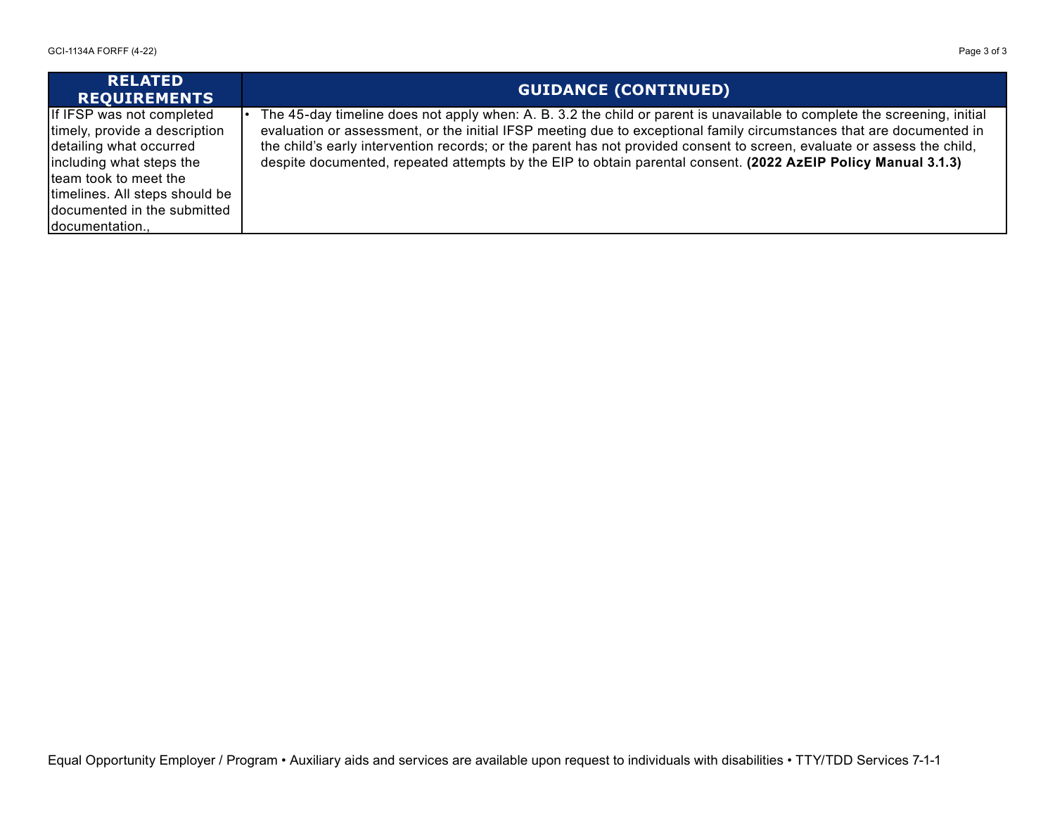| RELATED REQUIREMENTS | GUIDANCE (CONTINUED) |
|---|---|
| If IFSP was not completed timely, provide a description detailing what occurred including what steps the team took to meet the timelines. All steps should be documented in the submitted documentation., | • The 45-day timeline does not apply when: A. B. 3.2 the child or parent is unavailable to complete the screening, initial evaluation or assessment, or the initial IFSP meeting due to exceptional family circumstances that are documented in the child's early intervention records; or the parent has not provided consent to screen, evaluate or assess the child, despite documented, repeated attempts by the EIP to obtain parental consent. **(2022 AzEIP Policy Manual 3.1.3)** |

Equal Opportunity Employer / Program • Auxiliary aids and services are available upon request to individuals with disabilities • TTY/TDD Services 7-1-1